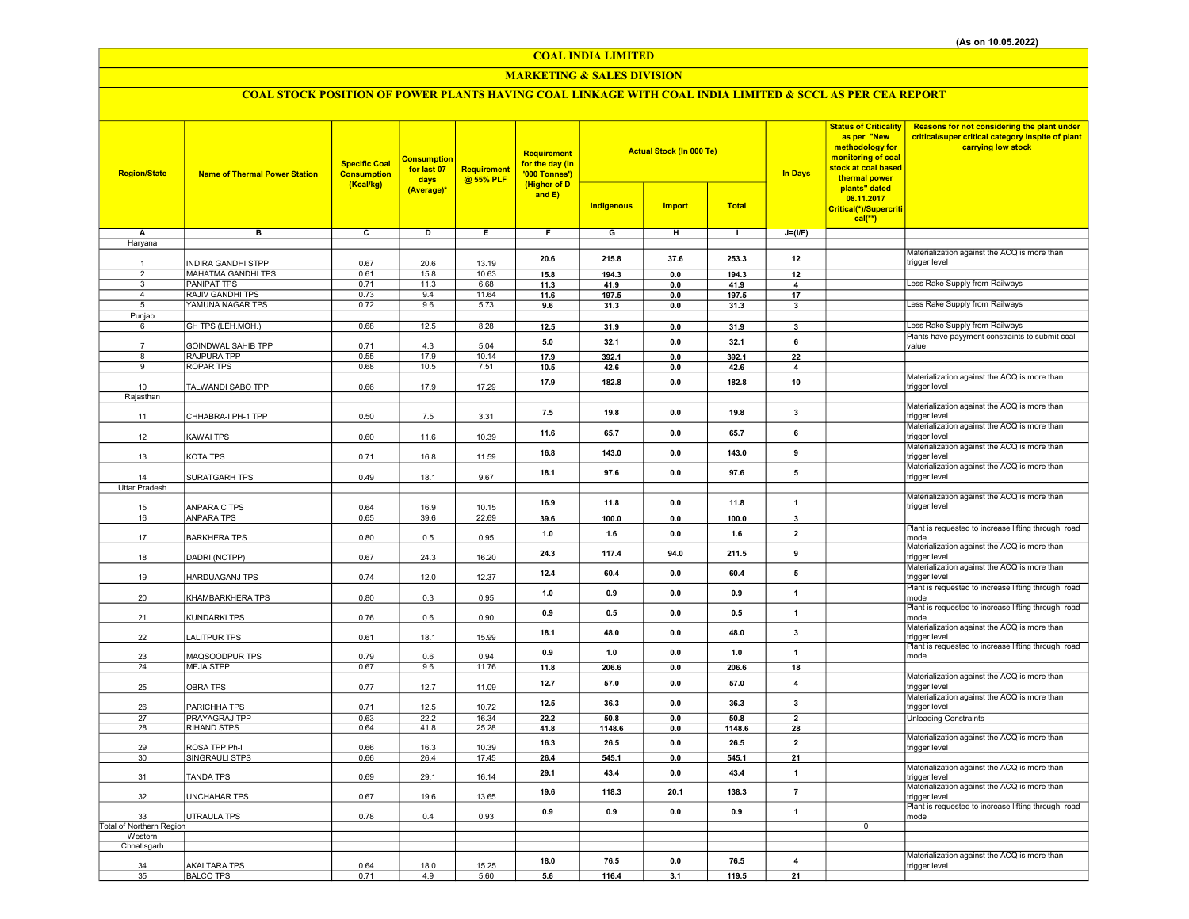(As on 10.05.2022)

# COAL INDIA LIMITED

## MARKETING & SALES DIVISION

### COAL STOCK POSITION OF POWER PLANTS HAVING COAL LINKAGE WITH COAL INDIA LIMITED & SCCL AS PER CEA REPORT

| Region/State | Name of Thermal Power Station | Specific Coal Consumption (Kcal/kg) | Consumption for last 07 days (Average)* | Requirement @ 55% PLF | Requirement for the day (In '000 Tonnes') (Higher of D and E) | Actual Stock (In 000 Te) | | | In Days | Status of Criticality as per "New methodology for monitoring of coal stock at coal based thermal power plants" dated 08.11.2017 Critical(*)/Supercritical(**) | Reasons for not considering the plant under critical/super critical category inspite of plant carrying low stock |
|---|---|---|---|---|---|---|---|---|---|---|---|
| | | | | | | Indigenous | Import | Total | | | |
| A | B | C | D | E | F | G | H | I | J=(I/F) | | |
| Haryana | | | | | | | | | | | |
| 1 | INDIRA GANDHI STPP | 0.67 | 20.6 | 13.19 | 20.6 | 215.8 | 37.6 | 253.3 | 12 | | Materialization against the ACQ is more than trigger level |
| 2 | MAHATMA GANDHI TPS | 0.61 | 15.8 | 10.63 | 15.8 | 194.3 | 0.0 | 194.3 | 12 | | |
| 3 | PANIPAT TPS | 0.71 | 11.3 | 6.68 | 11.3 | 41.9 | 0.0 | 41.9 | 4 | | Less Rake Supply from Railways |
| 4 | RAJIV GANDHI TPS | 0.73 | 9.4 | 11.64 | 11.6 | 197.5 | 0.0 | 197.5 | 17 | | |
| 5 | YAMUNA NAGAR TPS | 0.72 | 9.6 | 5.73 | 9.6 | 31.3 | 0.0 | 31.3 | 3 | | Less Rake Supply from Railways |
| Punjab | | | | | | | | | | | |
| 6 | GH TPS (LEH.MOH.) | 0.68 | 12.5 | 8.28 | 12.5 | 31.9 | 0.0 | 31.9 | 3 | | Less Rake Supply from Railways |
| 7 | GOINDWAL SAHIB TPP | 0.71 | 4.3 | 5.04 | 5.0 | 32.1 | 0.0 | 32.1 | 6 | | Plants have payyment constraints to submit coal value |
| 8 | RAJPURA TPP | 0.55 | 17.9 | 10.14 | 17.9 | 392.1 | 0.0 | 392.1 | 22 | | |
| 9 | ROPAR TPS | 0.68 | 10.5 | 7.51 | 10.5 | 42.6 | 0.0 | 42.6 | 4 | | |
| 10 | TALWANDI SABO TPP | 0.66 | 17.9 | 17.29 | 17.9 | 182.8 | 0.0 | 182.8 | 10 | | Materialization against the ACQ is more than trigger level |
| Rajasthan | | | | | | | | | | | |
| 11 | CHHABRA-I PH-1 TPP | 0.50 | 7.5 | 3.31 | 7.5 | 19.8 | 0.0 | 19.8 | 3 | | Materialization against the ACQ is more than trigger level |
| 12 | KAWAI TPS | 0.60 | 11.6 | 10.39 | 11.6 | 65.7 | 0.0 | 65.7 | 6 | | Materialization against the ACQ is more than trigger level |
| 13 | KOTA TPS | 0.71 | 16.8 | 11.59 | 16.8 | 143.0 | 0.0 | 143.0 | 9 | | Materialization against the ACQ is more than trigger level |
| 14 | SURATGARH TPS | 0.49 | 18.1 | 9.67 | 18.1 | 97.6 | 0.0 | 97.6 | 5 | | Materialization against the ACQ is more than trigger level |
| Uttar Pradesh | | | | | | | | | | | |
| 15 | ANPARA C TPS | 0.64 | 16.9 | 10.15 | 16.9 | 11.8 | 0.0 | 11.8 | 1 | | Materialization against the ACQ is more than trigger level |
| 16 | ANPARA TPS | 0.65 | 39.6 | 22.69 | 39.6 | 100.0 | 0.0 | 100.0 | 3 | | |
| 17 | BARKHERA TPS | 0.80 | 0.5 | 0.95 | 1.0 | 1.6 | 0.0 | 1.6 | 2 | | Plant is requested to increase lifting through road mode |
| 18 | DADRI (NCTPP) | 0.67 | 24.3 | 16.20 | 24.3 | 117.4 | 94.0 | 211.5 | 9 | | Materialization against the ACQ is more than trigger level |
| 19 | HARDUAGANJ TPS | 0.74 | 12.0 | 12.37 | 12.4 | 60.4 | 0.0 | 60.4 | 5 | | Materialization against the ACQ is more than trigger level |
| 20 | KHAMBARKHERA TPS | 0.80 | 0.3 | 0.95 | 1.0 | 0.9 | 0.0 | 0.9 | 1 | | Plant is requested to increase lifting through road mode |
| 21 | KUNDARKI TPS | 0.76 | 0.6 | 0.90 | 0.9 | 0.5 | 0.0 | 0.5 | 1 | | Plant is requested to increase lifting through road mode |
| 22 | LALITPUR TPS | 0.61 | 18.1 | 15.99 | 18.1 | 48.0 | 0.0 | 48.0 | 3 | | Materialization against the ACQ is more than trigger level |
| 23 | MAQSOODPUR TPS | 0.79 | 0.6 | 0.94 | 0.9 | 1.0 | 0.0 | 1.0 | 1 | | Plant is requested to increase lifting through road mode |
| 24 | MEJA STPP | 0.67 | 9.6 | 11.76 | 11.8 | 206.6 | 0.0 | 206.6 | 18 | | |
| 25 | OBRA TPS | 0.77 | 12.7 | 11.09 | 12.7 | 57.0 | 0.0 | 57.0 | 4 | | Materialization against the ACQ is more than trigger level |
| 26 | PARICHHA TPS | 0.71 | 12.5 | 10.72 | 12.5 | 36.3 | 0.0 | 36.3 | 3 | | Materialization against the ACQ is more than trigger level |
| 27 | PRAYAGRAJ TPP | 0.63 | 22.2 | 16.34 | 22.2 | 50.8 | 0.0 | 50.8 | 2 | | Unloading Constraints |
| 28 | RIHAND STPS | 0.64 | 41.8 | 25.28 | 41.8 | 1148.6 | 0.0 | 1148.6 | 28 | | |
| 29 | ROSA TPP Ph-I | 0.66 | 16.3 | 10.39 | 16.3 | 26.5 | 0.0 | 26.5 | 2 | | Materialization against the ACQ is more than trigger level |
| 30 | SINGRAULI STPS | 0.66 | 26.4 | 17.45 | 26.4 | 545.1 | 0.0 | 545.1 | 21 | | |
| 31 | TANDA TPS | 0.69 | 29.1 | 16.14 | 29.1 | 43.4 | 0.0 | 43.4 | 1 | | Materialization against the ACQ is more than trigger level |
| 32 | UNCHAHAR TPS | 0.67 | 19.6 | 13.65 | 19.6 | 118.3 | 20.1 | 138.3 | 7 | | Materialization against the ACQ is more than trigger level |
| 33 | UTRAULA TPS | 0.78 | 0.4 | 0.93 | 0.9 | 0.9 | 0.0 | 0.9 | 1 | | Plant is requested to increase lifting through road mode |
| Total of Northern Region | | | | | | | | | | 0 | |
| Western | | | | | | | | | | | |
| Chhatisgarh | | | | | | | | | | | |
| 34 | AKALTARA TPS | 0.64 | 18.0 | 15.25 | 18.0 | 76.5 | 0.0 | 76.5 | 4 | | Materialization against the ACQ is more than trigger level |
| 35 | BALCO TPS | 0.71 | 4.9 | 5.60 | 5.6 | 116.4 | 3.1 | 119.5 | 21 | | |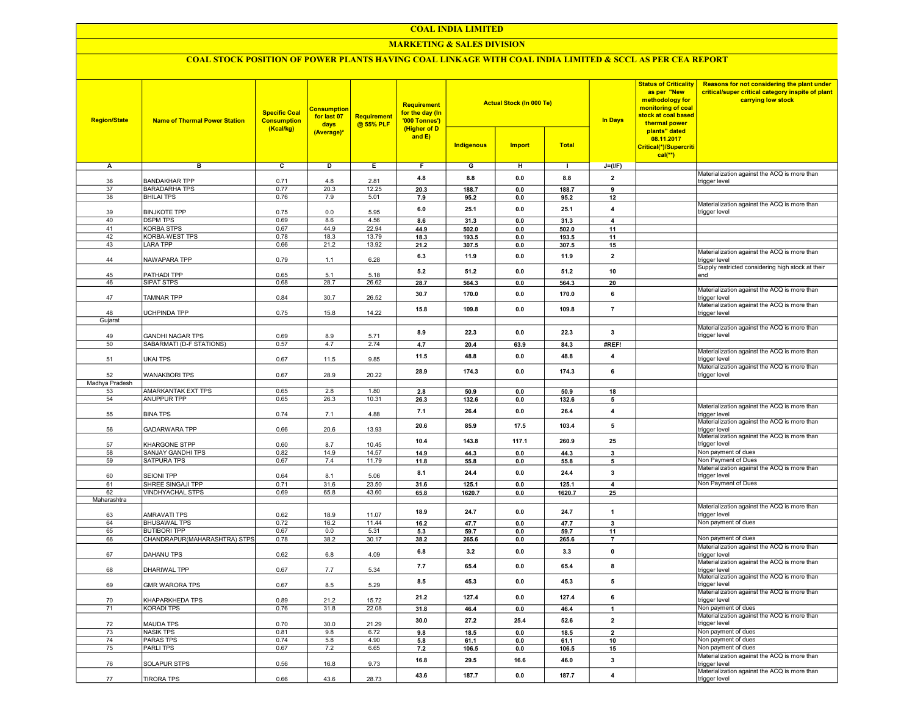# COAL INDIA LIMITED

## MARKETING & SALES DIVISION

### COAL STOCK POSITION OF POWER PLANTS HAVING COAL LINKAGE WITH COAL INDIA LIMITED & SCCL AS PER CEA REPORT

| Region/State | Name of Thermal Power Station | Specific Coal Consumption (Kcal/kg) | Consumption for last 07 days (Average)* | Requirement @ 55% PLF | Requirement for the day (In '000 Tonnes') (Higher of D and E) | Actual Stock (In 000 Te) | | | In Days | Status of Criticality as per "New methodology for monitoring of coal stock at coal based thermal power plants" dated 08.11.2017 Critical(*)/Supercritical(**) | Reasons for not considering the plant under critical/super critical category inspite of plant carrying low stock |
|---|---|---|---|---|---|---|---|---|---|---|---|
| | | | | | | Indigenous | Import | Total | | | |
| A | B | C | D | E | F | G | H | I | J=(I/F) | | |
| 36 | BANDAKHAR TPP | 0.71 | 4.8 | 2.81 | 4.8 | 8.8 | 0.0 | 8.8 | 2 | | Materialization against the ACQ is more than trigger level |
| 37 | BARADARHA TPS | 0.77 | 20.3 | 12.25 | 20.3 | 188.7 | 0.0 | 188.7 | 9 | | |
| 38 | BHILAI TPS | 0.76 | 7.9 | 5.01 | 7.9 | 95.2 | 0.0 | 95.2 | 12 | | |
| 39 | BINJKOTE TPP | 0.75 | 0.0 | 5.95 | 6.0 | 25.1 | 0.0 | 25.1 | 4 | | Materialization against the ACQ is more than trigger level |
| 40 | DSPM TPS | 0.69 | 8.6 | 4.56 | 8.6 | 31.3 | 0.0 | 31.3 | 4 | | |
| 41 | KORBA STPS | 0.67 | 44.9 | 22.94 | 44.9 | 502.0 | 0.0 | 502.0 | 11 | | |
| 42 | KORBA-WEST TPS | 0.78 | 18.3 | 13.79 | 18.3 | 193.5 | 0.0 | 193.5 | 11 | | |
| 43 | LARA TPP | 0.66 | 21.2 | 13.92 | 21.2 | 307.5 | 0.0 | 307.5 | 15 | | |
| 44 | NAWAPARA TPP | 0.79 | 1.1 | 6.28 | 6.3 | 11.9 | 0.0 | 11.9 | 2 | | Materialization against the ACQ is more than trigger level |
| 45 | PATHADI TPP | 0.65 | 5.1 | 5.18 | 5.2 | 51.2 | 0.0 | 51.2 | 10 | | Supply restricted considering high stock at their end |
| 46 | SIPAT STPS | 0.68 | 28.7 | 26.62 | 28.7 | 564.3 | 0.0 | 564.3 | 20 | | |
| 47 | TAMNAR TPP | 0.84 | 30.7 | 26.52 | 30.7 | 170.0 | 0.0 | 170.0 | 6 | | Materialization against the ACQ is more than trigger level |
| 48 | UCHPINDA TPP | 0.75 | 15.8 | 14.22 | 15.8 | 109.8 | 0.0 | 109.8 | 7 | | Materialization against the ACQ is more than trigger level |
| Gujarat | | | | | | | | | | | |
| 49 | GANDHI NAGAR TPS | 0.69 | 8.9 | 5.71 | 8.9 | 22.3 | 0.0 | 22.3 | 3 | | Materialization against the ACQ is more than trigger level |
| 50 | SABARMATI (D-F STATIONS) | 0.57 | 4.7 | 2.74 | 4.7 | 20.4 | 63.9 | 84.3 | #REF! | | |
| 51 | UKAI TPS | 0.67 | 11.5 | 9.85 | 11.5 | 48.8 | 0.0 | 48.8 | 4 | | Materialization against the ACQ is more than trigger level |
| 52 | WANAKBORI TPS | 0.67 | 28.9 | 20.22 | 28.9 | 174.3 | 0.0 | 174.3 | 6 | | Materialization against the ACQ is more than trigger level |
| Madhya Pradesh | | | | | | | | | | | |
| 53 | AMARKANTAK EXT TPS | 0.65 | 2.8 | 1.80 | 2.8 | 50.9 | 0.0 | 50.9 | 18 | | |
| 54 | ANUPPUR TPP | 0.65 | 26.3 | 10.31 | 26.3 | 132.6 | 0.0 | 132.6 | 5 | | |
| 55 | BINA TPS | 0.74 | 7.1 | 4.88 | 7.1 | 26.4 | 0.0 | 26.4 | 4 | | Materialization against the ACQ is more than trigger level |
| 56 | GADARWARA TPP | 0.66 | 20.6 | 13.93 | 20.6 | 85.9 | 17.5 | 103.4 | 5 | | Materialization against the ACQ is more than trigger level |
| 57 | KHARGONE STPP | 0.60 | 8.7 | 10.45 | 10.4 | 143.8 | 117.1 | 260.9 | 25 | | Materialization against the ACQ is more than trigger level |
| 58 | SANJAY GANDHI TPS | 0.82 | 14.9 | 14.57 | 14.9 | 44.3 | 0.0 | 44.3 | 3 | | Non payment of dues |
| 59 | SATPURA TPS | 0.67 | 7.4 | 11.79 | 11.8 | 55.8 | 0.0 | 55.8 | 5 | | Non Payment of Dues |
| 60 | SEIONI TPP | 0.64 | 8.1 | 5.06 | 8.1 | 24.4 | 0.0 | 24.4 | 3 | | Materialization against the ACQ is more than trigger level |
| 61 | SHREE SINGAJI TPP | 0.71 | 31.6 | 23.50 | 31.6 | 125.1 | 0.0 | 125.1 | 4 | | Non Payment of Dues |
| 62 | VINDHYACHAL STPS | 0.69 | 65.8 | 43.60 | 65.8 | 1620.7 | 0.0 | 1620.7 | 25 | | |
| Maharashtra | | | | | | | | | | | |
| 63 | AMRAVATI TPS | 0.62 | 18.9 | 11.07 | 18.9 | 24.7 | 0.0 | 24.7 | 1 | | Materialization against the ACQ is more than trigger level |
| 64 | BHUSAWAL TPS | 0.72 | 16.2 | 11.44 | 16.2 | 47.7 | 0.0 | 47.7 | 3 | | Non payment of dues |
| 65 | BUTIBORI TPP | 0.67 | 0.0 | 5.31 | 5.3 | 59.7 | 0.0 | 59.7 | 11 | | |
| 66 | CHANDRAPUR(MAHARASHTRA) STPS | 0.78 | 38.2 | 30.17 | 38.2 | 265.6 | 0.0 | 265.6 | 7 | | Non payment of dues |
| 67 | DAHANU TPS | 0.62 | 6.8 | 4.09 | 6.8 | 3.2 | 0.0 | 3.3 | 0 | | Materialization against the ACQ is more than trigger level |
| 68 | DHARIWAL TPP | 0.67 | 7.7 | 5.34 | 7.7 | 65.4 | 0.0 | 65.4 | 8 | | Materialization against the ACQ is more than trigger level |
| 69 | GMR WARORA TPS | 0.67 | 8.5 | 5.29 | 8.5 | 45.3 | 0.0 | 45.3 | 5 | | Materialization against the ACQ is more than trigger level |
| 70 | KHAPARKHEDA TPS | 0.89 | 21.2 | 15.72 | 21.2 | 127.4 | 0.0 | 127.4 | 6 | | Materialization against the ACQ is more than trigger level |
| 71 | KORADI TPS | 0.76 | 31.8 | 22.08 | 31.8 | 46.4 | 0.0 | 46.4 | 1 | | Non payment of dues |
| 72 | MAUDA TPS | 0.70 | 30.0 | 21.29 | 30.0 | 27.2 | 25.4 | 52.6 | 2 | | Materialization against the ACQ is more than trigger level |
| 73 | NASIK TPS | 0.81 | 9.8 | 6.72 | 9.8 | 18.5 | 0.0 | 18.5 | 2 | | Non payment of dues |
| 74 | PARAS TPS | 0.74 | 5.8 | 4.90 | 5.8 | 61.1 | 0.0 | 61.1 | 10 | | Non payment of dues |
| 75 | PARLI TPS | 0.67 | 7.2 | 6.65 | 7.2 | 106.5 | 0.0 | 106.5 | 15 | | Non payment of dues |
| 76 | SOLAPUR STPS | 0.56 | 16.8 | 9.73 | 16.8 | 29.5 | 16.6 | 46.0 | 3 | | Materialization against the ACQ is more than trigger level |
| 77 | TIRORA TPS | 0.66 | 43.6 | 28.73 | 43.6 | 187.7 | 0.0 | 187.7 | 4 | | Materialization against the ACQ is more than trigger level |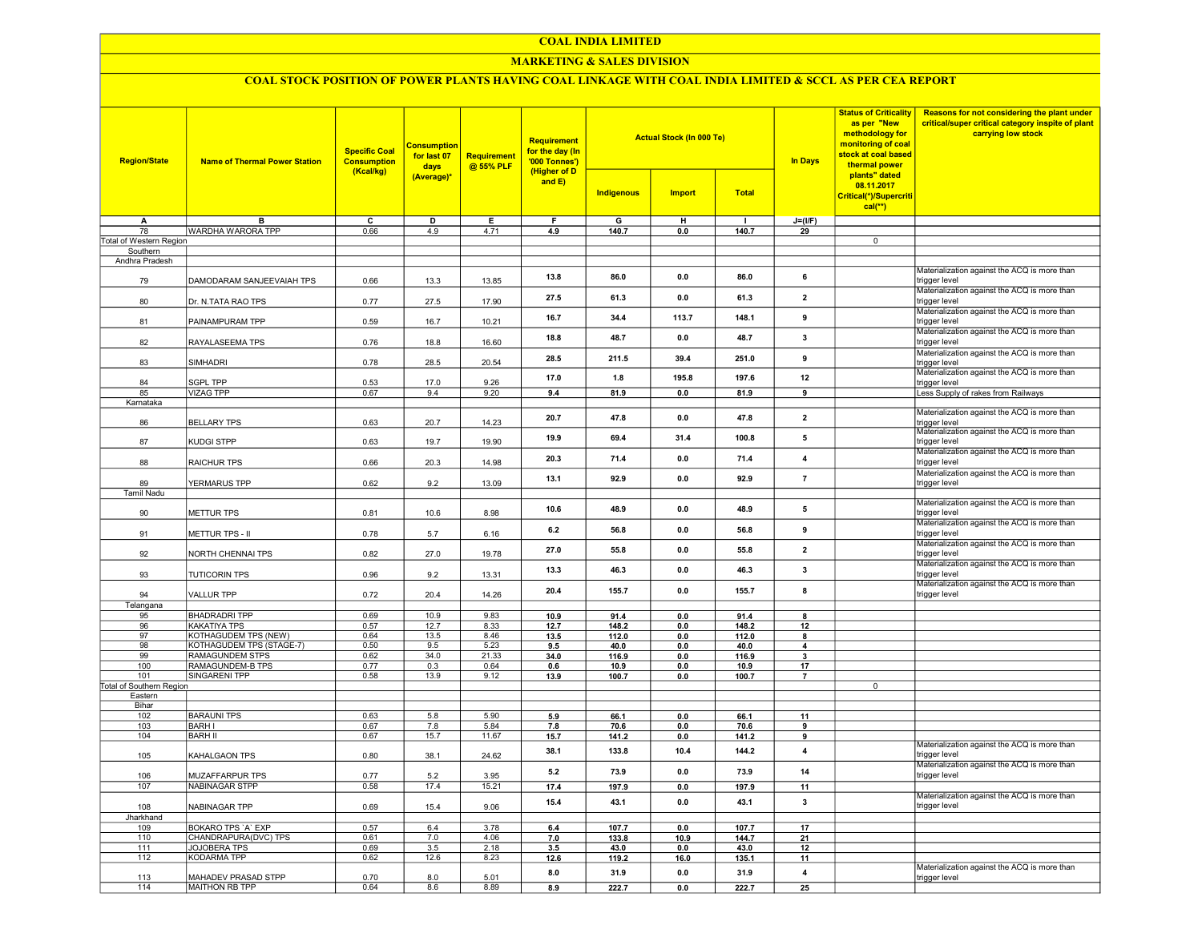# COAL INDIA LIMITED

## MARKETING & SALES DIVISION

### COAL STOCK POSITION OF POWER PLANTS HAVING COAL LINKAGE WITH COAL INDIA LIMITED & SCCL AS PER CEA REPORT

| Region/State | Name of Thermal Power Station | Specific Coal Consumption (Kcal/kg) | Consumption for last 07 days (Average)* | Requirement @ 55% PLF | Requirement for the day (In '000 Tonnes') (Higher of D and E) | Actual Stock (In 000 Te) | | | In Days | Status of Criticality as per "New methodology for monitoring of coal stock at coal based thermal power plants" dated 08.11.2017 Critical(*)/Supercritical(**) | Reasons for not considering the plant under critical/super critical category inspite of plant carrying low stock |
|---|---|---|---|---|---|---|---|---|---|---|---|
| | | | | | | Indigenous | Import | Total | | | |
| A | B | C | D | E | F | G | H | I | J=(I/F) | | |
| 78 | WARDHA WARORA TPP | 0.66 | 4.9 | 4.71 | 4.9 | 140.7 | 0.0 | 140.7 | 29 | | |
| Total of Western Region | | | | | | | | | | 0 | |
| Southern | | | | | | | | | | | |
| Andhra Pradesh | | | | | | | | | | | |
| 79 | DAMODARAM SANJEEVAIAH TPS | 0.66 | 13.3 | 13.85 | 13.8 | 86.0 | 0.0 | 86.0 | 6 | | Materialization against the ACQ is more than trigger level |
| 80 | Dr. N.TATA RAO TPS | 0.77 | 27.5 | 17.90 | 27.5 | 61.3 | 0.0 | 61.3 | 2 | | Materialization against the ACQ is more than trigger level |
| 81 | PAINAMPURAM TPP | 0.59 | 16.7 | 10.21 | 16.7 | 34.4 | 113.7 | 148.1 | 9 | | Materialization against the ACQ is more than trigger level |
| 82 | RAYALASEEMA TPS | 0.76 | 18.8 | 16.60 | 18.8 | 48.7 | 0.0 | 48.7 | 3 | | Materialization against the ACQ is more than trigger level |
| 83 | SIMHADRI | 0.78 | 28.5 | 20.54 | 28.5 | 211.5 | 39.4 | 251.0 | 9 | | Materialization against the ACQ is more than trigger level |
| 84 | SGPL TPP | 0.53 | 17.0 | 9.26 | 17.0 | 1.8 | 195.8 | 197.6 | 12 | | Materialization against the ACQ is more than trigger level |
| 85 | VIZAG TPP | 0.67 | 9.4 | 9.20 | 9.4 | 81.9 | 0.0 | 81.9 | 9 | | Less Supply of rakes from Railways |
| Karnataka | | | | | | | | | | | |
| 86 | BELLARY TPS | 0.63 | 20.7 | 14.23 | 20.7 | 47.8 | 0.0 | 47.8 | 2 | | Materialization against the ACQ is more than trigger level |
| 87 | KUDGI STPP | 0.63 | 19.7 | 19.90 | 19.9 | 69.4 | 31.4 | 100.8 | 5 | | Materialization against the ACQ is more than trigger level |
| 88 | RAICHUR TPS | 0.66 | 20.3 | 14.98 | 20.3 | 71.4 | 0.0 | 71.4 | 4 | | Materialization against the ACQ is more than trigger level |
| 89 | YERMARUS TPP | 0.62 | 9.2 | 13.09 | 13.1 | 92.9 | 0.0 | 92.9 | 7 | | Materialization against the ACQ is more than trigger level |
| Tamil Nadu | | | | | | | | | | | |
| 90 | METTUR TPS | 0.81 | 10.6 | 8.98 | 10.6 | 48.9 | 0.0 | 48.9 | 5 | | Materialization against the ACQ is more than trigger level |
| 91 | METTUR TPS - II | 0.78 | 5.7 | 6.16 | 6.2 | 56.8 | 0.0 | 56.8 | 9 | | Materialization against the ACQ is more than trigger level |
| 92 | NORTH CHENNAI TPS | 0.82 | 27.0 | 19.78 | 27.0 | 55.8 | 0.0 | 55.8 | 2 | | Materialization against the ACQ is more than trigger level |
| 93 | TUTICORIN TPS | 0.96 | 9.2 | 13.31 | 13.3 | 46.3 | 0.0 | 46.3 | 3 | | Materialization against the ACQ is more than trigger level |
| 94 | VALLUR TPP | 0.72 | 20.4 | 14.26 | 20.4 | 155.7 | 0.0 | 155.7 | 8 | | Materialization against the ACQ is more than trigger level |
| Telangana | | | | | | | | | | | |
| 95 | BHADRADRI TPP | 0.69 | 10.9 | 9.83 | 10.9 | 91.4 | 0.0 | 91.4 | 8 | | |
| 96 | KAKATIYA TPS | 0.57 | 12.7 | 8.33 | 12.7 | 148.2 | 0.0 | 148.2 | 12 | | |
| 97 | KOTHAGUDEM TPS (NEW) | 0.64 | 13.5 | 8.46 | 13.5 | 112.0 | 0.0 | 112.0 | 8 | | |
| 98 | KOTHAGUDEM TPS (STAGE-7) | 0.50 | 9.5 | 5.23 | 9.5 | 40.0 | 0.0 | 40.0 | 4 | | |
| 99 | RAMAGUNDEM STPS | 0.62 | 34.0 | 21.33 | 34.0 | 116.9 | 0.0 | 116.9 | 3 | | |
| 100 | RAMAGUNDEM-B TPS | 0.77 | 0.3 | 0.64 | 0.6 | 10.9 | 0.0 | 10.9 | 17 | | |
| 101 | SINGARENI TPP | 0.58 | 13.9 | 9.12 | 13.9 | 100.7 | 0.0 | 100.7 | 7 | | |
| Total of Southern Region | | | | | | | | | | 0 | |
| Eastern | | | | | | | | | | | |
| Bihar | | | | | | | | | | | |
| 102 | BARAUNI TPS | 0.63 | 5.8 | 5.90 | 5.9 | 66.1 | 0.0 | 66.1 | 11 | | |
| 103 | BARH I | 0.67 | 7.8 | 5.84 | 7.8 | 70.6 | 0.0 | 70.6 | 9 | | |
| 104 | BARH II | 0.67 | 15.7 | 11.67 | 15.7 | 141.2 | 0.0 | 141.2 | 9 | | |
| 105 | KAHALGAON TPS | 0.80 | 38.1 | 24.62 | 38.1 | 133.8 | 10.4 | 144.2 | 4 | | Materialization against the ACQ is more than trigger level |
| 106 | MUZAFFARPUR TPS | 0.77 | 5.2 | 3.95 | 5.2 | 73.9 | 0.0 | 73.9 | 14 | | Materialization against the ACQ is more than trigger level |
| 107 | NABINAGAR STPP | 0.58 | 17.4 | 15.21 | 17.4 | 197.9 | 0.0 | 197.9 | 11 | | |
| 108 | NABINAGAR TPP | 0.69 | 15.4 | 9.06 | 15.4 | 43.1 | 0.0 | 43.1 | 3 | | Materialization against the ACQ is more than trigger level |
| Jharkhand | | | | | | | | | | | |
| 109 | BOKARO TPS `A` EXP | 0.57 | 6.4 | 3.78 | 6.4 | 107.7 | 0.0 | 107.7 | 17 | | |
| 110 | CHANDRAPURA(DVC) TPS | 0.61 | 7.0 | 4.06 | 7.0 | 133.8 | 10.9 | 144.7 | 21 | | |
| 111 | JOJOBERA TPS | 0.69 | 3.5 | 2.18 | 3.5 | 43.0 | 0.0 | 43.0 | 12 | | |
| 112 | KODARMA TPP | 0.62 | 12.6 | 8.23 | 12.6 | 119.2 | 16.0 | 135.1 | 11 | | |
| 113 | MAHADEV PRASAD STPP | 0.70 | 8.0 | 5.01 | 8.0 | 31.9 | 0.0 | 31.9 | 4 | | Materialization against the ACQ is more than trigger level |
| 114 | MAITHON RB TPP | 0.64 | 8.6 | 8.89 | 8.9 | 222.7 | 0.0 | 222.7 | 25 | | |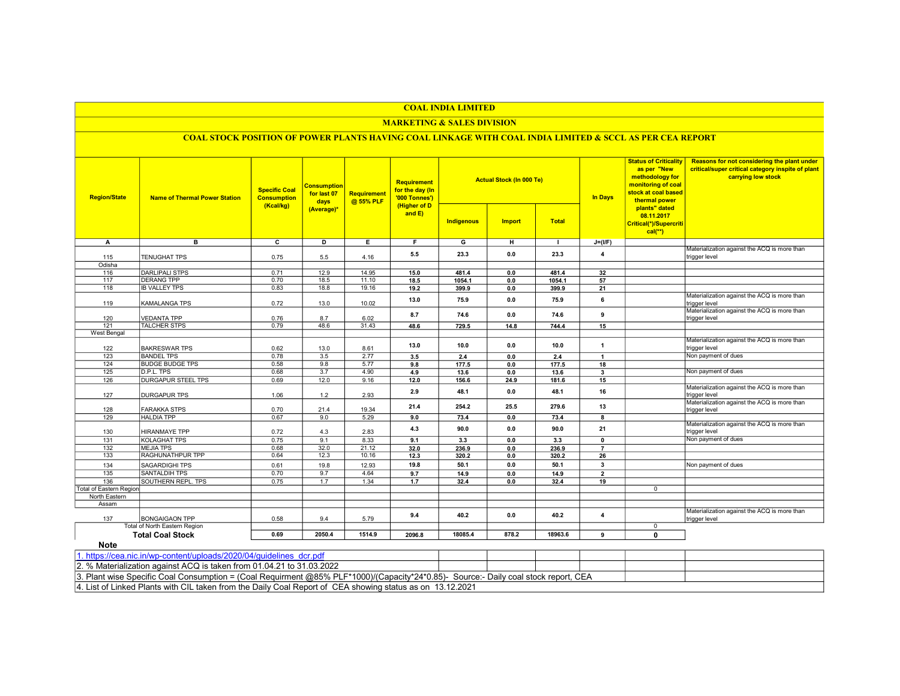# COAL INDIA LIMITED

## MARKETING & SALES DIVISION

### COAL STOCK POSITION OF POWER PLANTS HAVING COAL LINKAGE WITH COAL INDIA LIMITED & SCCL AS PER CEA REPORT

| Region/State | Name of Thermal Power Station | Specific Coal Consumption (Kcal/kg) | Consumption for last 07 days (Average)* | Requirement @ 55% PLF | Requirement for the day (In '000 Tonnes') (Higher of D and E) | Actual Stock (In 000 Te) | | | In Days | Status of Criticality as per "New methodology for monitoring of coal stock at coal based thermal power plants" dated 08.11.2017 Critical(*)/Supercritical(**) | Reasons for not considering the plant under critical/super critical category inspite of plant carrying low stock |
|---|---|---|---|---|---|---|---|---|---|---|---|
| | | | | | | Indigenous | Import | Total | | | |
| A | B | C | D | E | F | G | H | I | J=(I/F) | | |
| 115 | TENUGHAT TPS | 0.75 | 5.5 | 4.16 | 5.5 | 23.3 | 0.0 | 23.3 | 4 | | Materialization against the ACQ is more than trigger level |
| Odisha | | | | | | | | | | | |
| 116 | DARLIPALI STPS | 0.71 | 12.9 | 14.95 | 15.0 | 481.4 | 0.0 | 481.4 | 32 | | |
| 117 | DERANG TPP | 0.70 | 18.5 | 11.10 | 18.5 | 1054.1 | 0.0 | 1054.1 | 57 | | |
| 118 | IB VALLEY TPS | 0.83 | 18.8 | 19.16 | 19.2 | 399.9 | 0.0 | 399.9 | 21 | | |
| 119 | KAMALANGA TPS | 0.72 | 13.0 | 10.02 | 13.0 | 75.9 | 0.0 | 75.9 | 6 | | Materialization against the ACQ is more than trigger level |
| 120 | VEDANTA TPP | 0.76 | 8.7 | 6.02 | 8.7 | 74.6 | 0.0 | 74.6 | 9 | | Materialization against the ACQ is more than trigger level |
| 121 | TALCHER STPS | 0.79 | 48.6 | 31.43 | 48.6 | 729.5 | 14.8 | 744.4 | 15 | | |
| West Bengal | | | | | | | | | | | |
| 122 | BAKRESWAR TPS | 0.62 | 13.0 | 8.61 | 13.0 | 10.0 | 0.0 | 10.0 | 1 | | Materialization against the ACQ is more than trigger level |
| 123 | BANDEL TPS | 0.78 | 3.5 | 2.77 | 3.5 | 2.4 | 0.0 | 2.4 | 1 | | Non payment of dues |
| 124 | BUDGE BUDGE TPS | 0.58 | 9.8 | 5.77 | 9.8 | 177.5 | 0.0 | 177.5 | 18 | | |
| 125 | D.P.L. TPS | 0.68 | 3.7 | 4.90 | 4.9 | 13.6 | 0.0 | 13.6 | 3 | | Non payment of dues |
| 126 | DURGAPUR STEEL TPS | 0.69 | 12.0 | 9.16 | 12.0 | 156.6 | 24.9 | 181.6 | 15 | | |
| 127 | DURGAPUR TPS | 1.06 | 1.2 | 2.93 | 2.9 | 48.1 | 0.0 | 48.1 | 16 | | Materialization against the ACQ is more than trigger level |
| 128 | FARAKKA STPS | 0.70 | 21.4 | 19.34 | 21.4 | 254.2 | 25.5 | 279.6 | 13 | | Materialization against the ACQ is more than trigger level |
| 129 | HALDIA TPP | 0.67 | 9.0 | 5.29 | 9.0 | 73.4 | 0.0 | 73.4 | 8 | | |
| 130 | HIRANMAYE TPP | 0.72 | 4.3 | 2.83 | 4.3 | 90.0 | 0.0 | 90.0 | 21 | | Materialization against the ACQ is more than trigger level |
| 131 | KOLAGHAT TPS | 0.75 | 9.1 | 8.33 | 9.1 | 3.3 | 0.0 | 3.3 | 0 | | Non payment of dues |
| 132 | MEJIA TPS | 0.68 | 32.0 | 21.12 | 32.0 | 236.9 | 0.0 | 236.9 | 7 | | |
| 133 | RAGHUNATHPUR TPP | 0.64 | 12.3 | 10.16 | 12.3 | 320.2 | 0.0 | 320.2 | 26 | | |
| 134 | SAGARDIGHI TPS | 0.61 | 19.8 | 12.93 | 19.8 | 50.1 | 0.0 | 50.1 | 3 | | Non payment of dues |
| 135 | SANTALDIH TPS | 0.70 | 9.7 | 4.64 | 9.7 | 14.9 | 0.0 | 14.9 | 2 | | |
| 136 | SOUTHERN REPL. TPS | 0.75 | 1.7 | 1.34 | 1.7 | 32.4 | 0.0 | 32.4 | 19 | | |
| Total of Eastern Region | | | | | | | | | | 0 | |
| North Eastern | | | | | | | | | | | |
| Assam | | | | | | | | | | | |
| 137 | BONGAIGAON TPP | 0.58 | 9.4 | 5.79 | 9.4 | 40.2 | 0.0 | 40.2 | 4 | | Materialization against the ACQ is more than trigger level |
| Total of North Eastern Region | | | | | | | | | | 0 | |
| **Total Coal Stock** | | 0.69 | 2050.4 | 1514.9 | 2096.8 | 18085.4 | 878.2 | 18963.6 | 9 | 0 | |

**Note**

1. https://cea.nic.in/wp-content/uploads/2020/04/guidelines_dcr.pdf
2. % Materialization against ACQ is taken from 01.04.21 to 31.03.2022
3. Plant wise Specific Coal Consumption = (Coal Requirment @85% PLF*1000)/(Capacity*24*0.85)- Source:- Daily coal stock report, CEA
4. List of Linked Plants with CIL taken from the Daily Coal Report of CEA showing status as on 13.12.2021